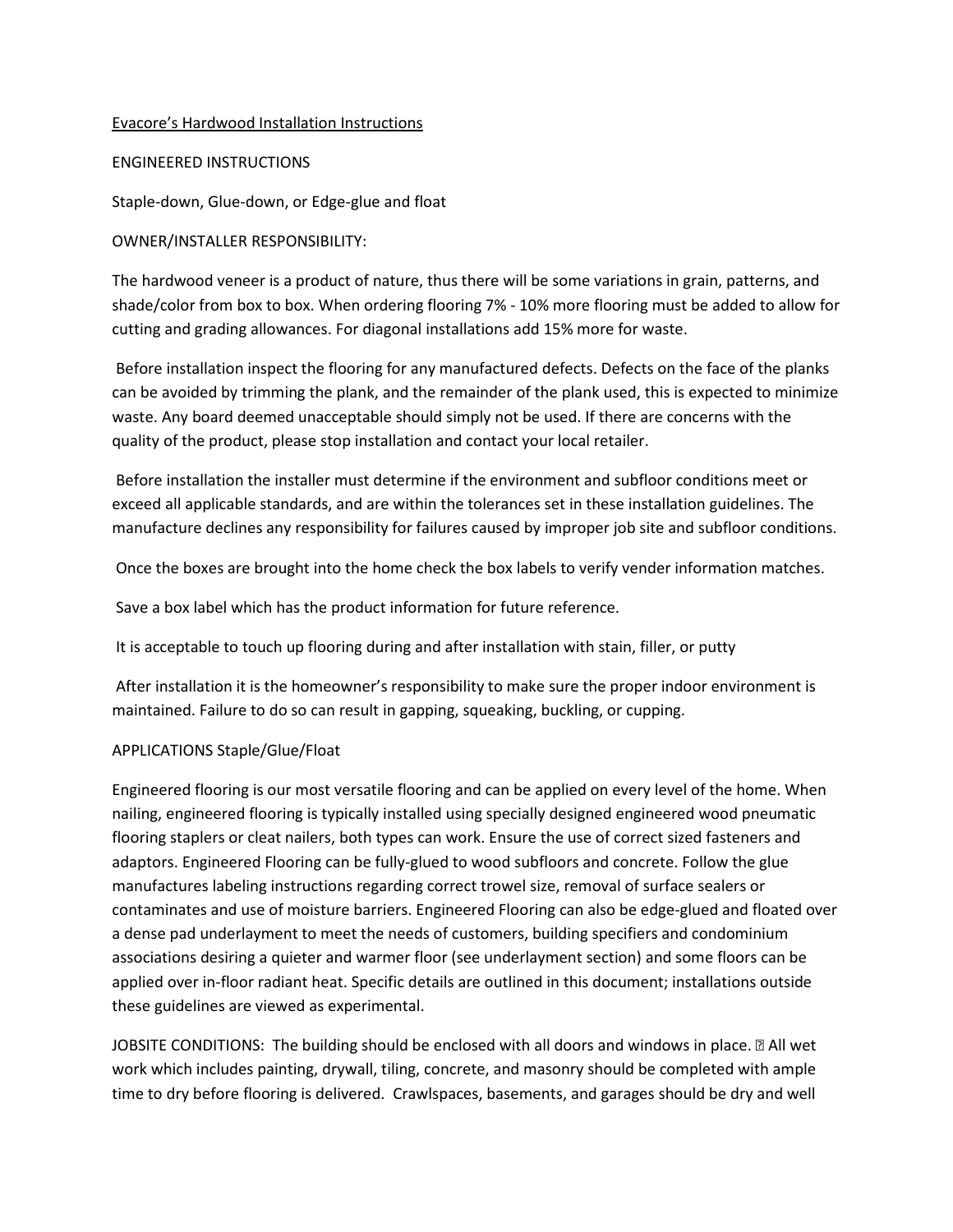Evacore's Hardwood Installation Instructions

ENGINEERED INSTRUCTIONS

Staple-down, Glue-down, or Edge-glue and float

OWNER/INSTALLER RESPONSIBILITY:

The hardwood veneer is a product of nature, thus there will be some variations in grain, patterns, and shade/color from box to box. When ordering flooring 7% - 10% more flooring must be added to allow for cutting and grading allowances. For diagonal installations add 15% more for waste.

Before installation inspect the flooring for any manufactured defects. Defects on the face of the planks can be avoided by trimming the plank, and the remainder of the plank used, this is expected to minimize waste. Any board deemed unacceptable should simply not be used. If there are concerns with the quality of the product, please stop installation and contact your local retailer.

Before installation the installer must determine if the environment and subfloor conditions meet or exceed all applicable standards, and are within the tolerances set in these installation guidelines. The manufacture declines any responsibility for failures caused by improper job site and subfloor conditions.

Once the boxes are brought into the home check the box labels to verify vender information matches.

Save a box label which has the product information for future reference.

It is acceptable to touch up flooring during and after installation with stain, filler, or putty

After installation it is the homeowner's responsibility to make sure the proper indoor environment is maintained. Failure to do so can result in gapping, squeaking, buckling, or cupping.

APPLICATIONS Staple/Glue/Float

Engineered flooring is our most versatile flooring and can be applied on every level of the home. When nailing, engineered flooring is typically installed using specially designed engineered wood pneumatic flooring staplers or cleat nailers, both types can work. Ensure the use of correct sized fasteners and adaptors. Engineered Flooring can be fully-glued to wood subfloors and concrete. Follow the glue manufactures labeling instructions regarding correct trowel size, removal of surface sealers or contaminates and use of moisture barriers. Engineered Flooring can also be edge-glued and floated over a dense pad underlayment to meet the needs of customers, building specifiers and condominium associations desiring a quieter and warmer floor (see underlayment section) and some floors can be applied over in-floor radiant heat. Specific details are outlined in this document; installations outside these guidelines are viewed as experimental.

JOBSITE CONDITIONS: The building should be enclosed with all doors and windows in place. All wet work which includes painting, drywall, tiling, concrete, and masonry should be completed with ample time to dry before flooring is delivered. Crawlspaces, basements, and garages should be dry and well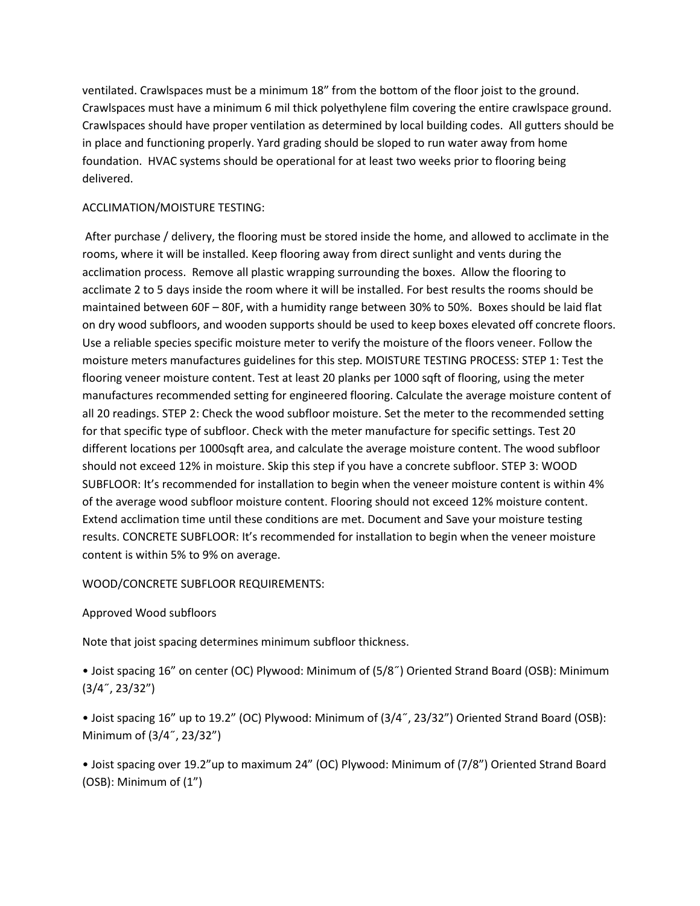ventilated. Crawlspaces must be a minimum 18" from the bottom of the floor joist to the ground. Crawlspaces must have a minimum 6 mil thick polyethylene film covering the entire crawlspace ground. Crawlspaces should have proper ventilation as determined by local building codes. All gutters should be in place and functioning properly. Yard grading should be sloped to run water away from home foundation. HVAC systems should be operational for at least two weeks prior to flooring being delivered.

ACCLIMATION/MOISTURE TESTING:

After purchase / delivery, the flooring must be stored inside the home, and allowed to acclimate in the rooms, where it will be installed. Keep flooring away from direct sunlight and vents during the acclimation process. Remove all plastic wrapping surrounding the boxes. Allow the flooring to acclimate 2 to 5 days inside the room where it will be installed. For best results the rooms should be maintained between 60F – 80F, with a humidity range between 30% to 50%. Boxes should be laid flat on dry wood subfloors, and wooden supports should be used to keep boxes elevated off concrete floors. Use a reliable species specific moisture meter to verify the moisture of the floors veneer. Follow the moisture meters manufactures guidelines for this step. MOISTURE TESTING PROCESS: STEP 1: Test the flooring veneer moisture content. Test at least 20 planks per 1000 sqft of flooring, using the meter manufactures recommended setting for engineered flooring. Calculate the average moisture content of all 20 readings. STEP 2: Check the wood subfloor moisture. Set the meter to the recommended setting for that specific type of subfloor. Check with the meter manufacture for specific settings. Test 20 different locations per 1000sqft area, and calculate the average moisture content. The wood subfloor should not exceed 12% in moisture. Skip this step if you have a concrete subfloor. STEP 3: WOOD SUBFLOOR: It's recommended for installation to begin when the veneer moisture content is within 4% of the average wood subfloor moisture content. Flooring should not exceed 12% moisture content. Extend acclimation time until these conditions are met. Document and Save your moisture testing results. CONCRETE SUBFLOOR: It's recommended for installation to begin when the veneer moisture content is within 5% to 9% on average.

WOOD/CONCRETE SUBFLOOR REQUIREMENTS:

Approved Wood subfloors

Note that joist spacing determines minimum subfloor thickness.

- Joist spacing 16" on center (OC) Plywood: Minimum of (5/8″) Oriented Strand Board (OSB): Minimum (3/4″, 23/32")
- Joist spacing 16" up to 19.2" (OC) Plywood: Minimum of (3/4″, 23/32") Oriented Strand Board (OSB): Minimum of (3/4″, 23/32")
- Joist spacing over 19.2"up to maximum 24" (OC) Plywood: Minimum of (7/8") Oriented Strand Board (OSB): Minimum of (1")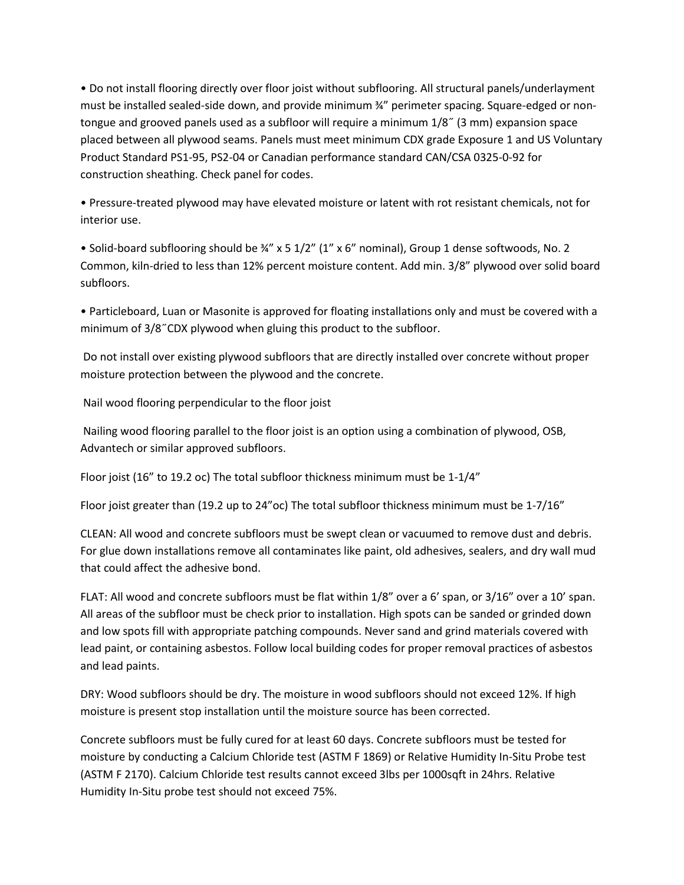• Do not install flooring directly over floor joist without subflooring. All structural panels/underlayment must be installed sealed-side down, and provide minimum ¾" perimeter spacing. Square-edged or non-tongue and grooved panels used as a subfloor will require a minimum 1/8˝ (3 mm) expansion space placed between all plywood seams. Panels must meet minimum CDX grade Exposure 1 and US Voluntary Product Standard PS1-95, PS2-04 or Canadian performance standard CAN/CSA 0325-0-92 for construction sheathing. Check panel for codes.

• Pressure-treated plywood may have elevated moisture or latent with rot resistant chemicals, not for interior use.

• Solid-board subflooring should be ¾" x 5 1/2" (1" x 6" nominal), Group 1 dense softwoods, No. 2 Common, kiln-dried to less than 12% percent moisture content. Add min. 3/8" plywood over solid board subfloors.

• Particleboard, Luan or Masonite is approved for floating installations only and must be covered with a minimum of 3/8˝CDX plywood when gluing this product to the subfloor.

Do not install over existing plywood subfloors that are directly installed over concrete without proper moisture protection between the plywood and the concrete.

Nail wood flooring perpendicular to the floor joist

Nailing wood flooring parallel to the floor joist is an option using a combination of plywood, OSB, Advantech or similar approved subfloors.

Floor joist (16" to 19.2 oc) The total subfloor thickness minimum must be 1-1/4"

Floor joist greater than (19.2 up to 24"oc) The total subfloor thickness minimum must be 1-7/16"

CLEAN: All wood and concrete subfloors must be swept clean or vacuumed to remove dust and debris. For glue down installations remove all contaminates like paint, old adhesives, sealers, and dry wall mud that could affect the adhesive bond.

FLAT: All wood and concrete subfloors must be flat within 1/8" over a 6' span, or 3/16" over a 10' span. All areas of the subfloor must be check prior to installation. High spots can be sanded or grinded down and low spots fill with appropriate patching compounds. Never sand and grind materials covered with lead paint, or containing asbestos. Follow local building codes for proper removal practices of asbestos and lead paints.

DRY: Wood subfloors should be dry. The moisture in wood subfloors should not exceed 12%. If high moisture is present stop installation until the moisture source has been corrected.

Concrete subfloors must be fully cured for at least 60 days. Concrete subfloors must be tested for moisture by conducting a Calcium Chloride test (ASTM F 1869) or Relative Humidity In-Situ Probe test (ASTM F 2170). Calcium Chloride test results cannot exceed 3lbs per 1000sqft in 24hrs. Relative Humidity In-Situ probe test should not exceed 75%.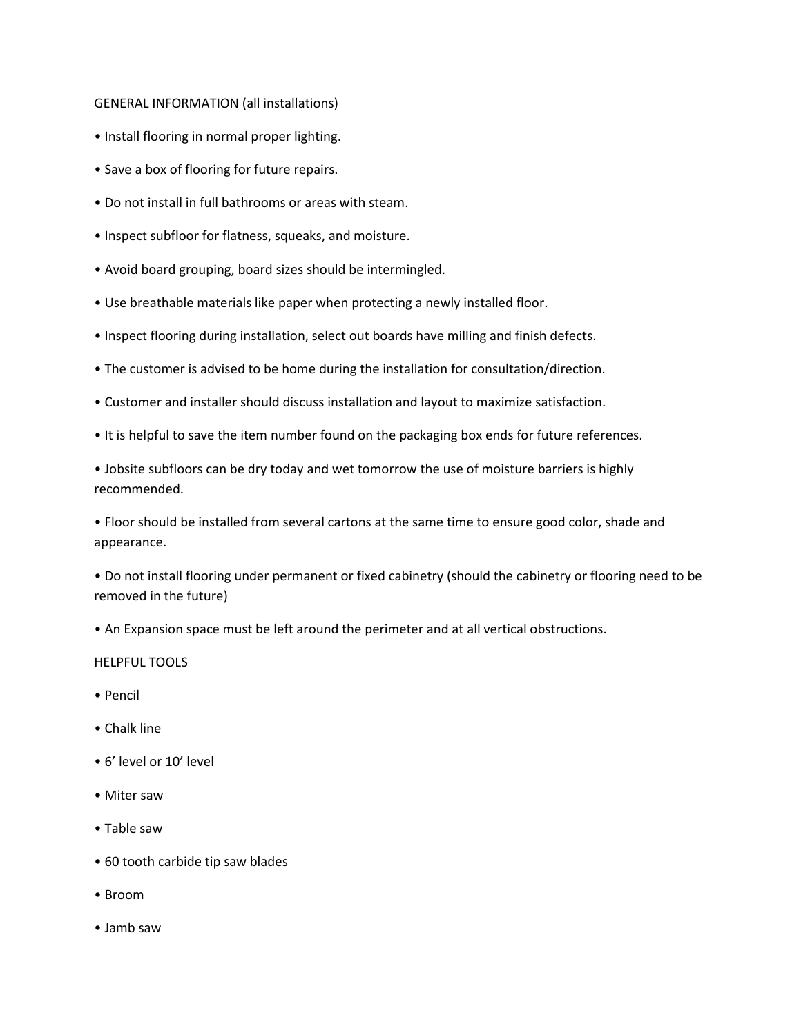## GENERAL INFORMATION (all installations)

- Install flooring in normal proper lighting.
- Save a box of flooring for future repairs.
- Do not install in full bathrooms or areas with steam.
- Inspect subfloor for flatness, squeaks, and moisture.
- Avoid board grouping, board sizes should be intermingled.
- Use breathable materials like paper when protecting a newly installed floor.
- Inspect flooring during installation, select out boards have milling and finish defects.
- The customer is advised to be home during the installation for consultation/direction.
- Customer and installer should discuss installation and layout to maximize satisfaction.
- It is helpful to save the item number found on the packaging box ends for future references.
- Jobsite subfloors can be dry today and wet tomorrow the use of moisture barriers is highly recommended.
- Floor should be installed from several cartons at the same time to ensure good color, shade and appearance.
- Do not install flooring under permanent or fixed cabinetry (should the cabinetry or flooring need to be removed in the future)
- An Expansion space must be left around the perimeter and at all vertical obstructions.

## HELPFUL TOOLS

- Pencil
- Chalk line
- 6' level or 10' level
- Miter saw
- Table saw
- 60 tooth carbide tip saw blades
- Broom
- Jamb saw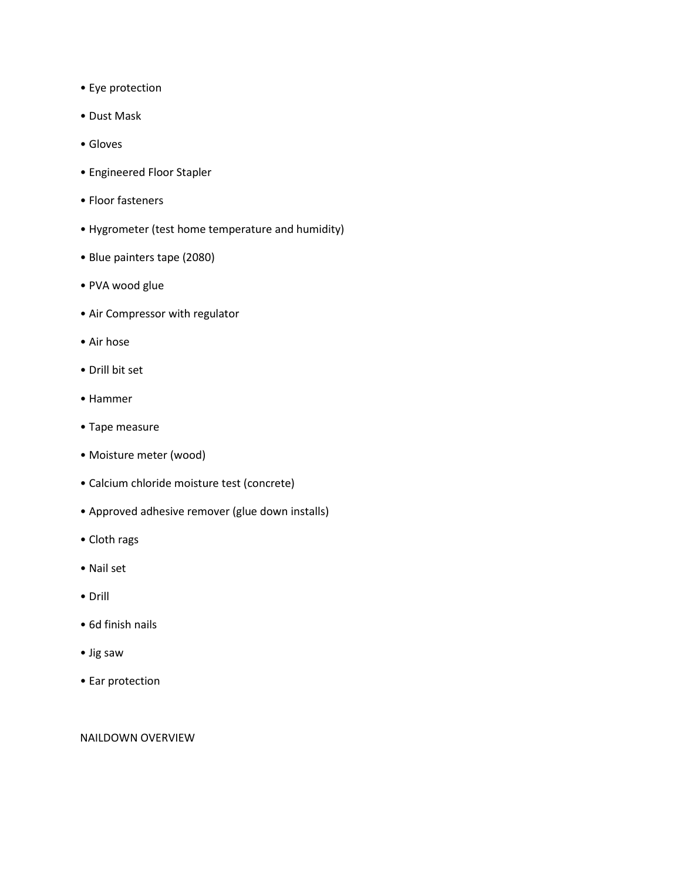- Eye protection
- Dust Mask
- Gloves
- Engineered Floor Stapler
- Floor fasteners
- Hygrometer (test home temperature and humidity)
- Blue painters tape (2080)
- PVA wood glue
- Air Compressor with regulator
- Air hose
- Drill bit set
- Hammer
- Tape measure
- Moisture meter (wood)
- Calcium chloride moisture test (concrete)
- Approved adhesive remover (glue down installs)
- Cloth rags
- Nail set
- Drill
- 6d finish nails
- Jig saw
- Ear protection

NAILDOWN OVERVIEW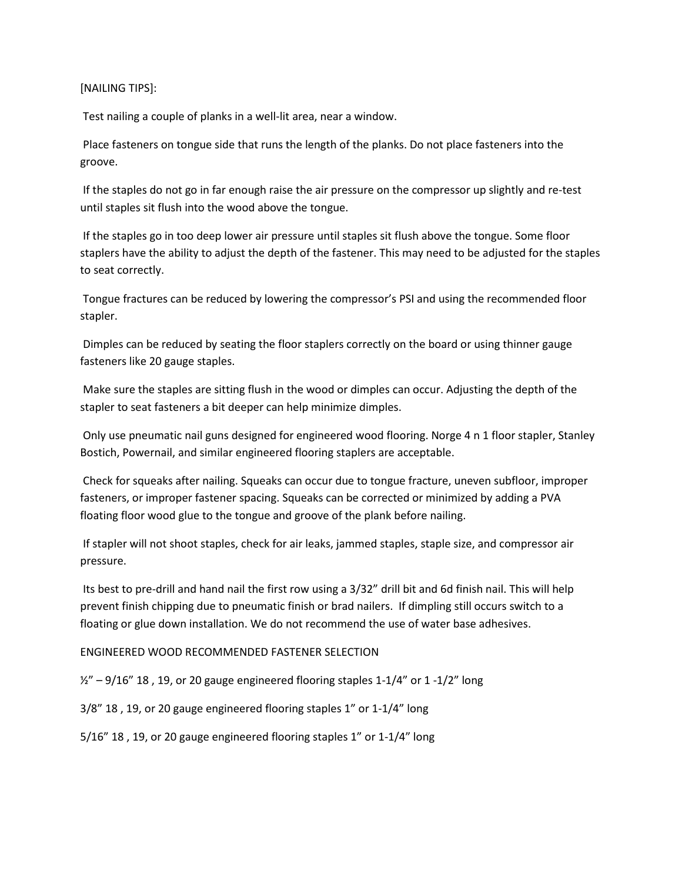[NAILING TIPS]:

Test nailing a couple of planks in a well-lit area, near a window.

Place fasteners on tongue side that runs the length of the planks. Do not place fasteners into the groove.

If the staples do not go in far enough raise the air pressure on the compressor up slightly and re-test until staples sit flush into the wood above the tongue.

If the staples go in too deep lower air pressure until staples sit flush above the tongue. Some floor staplers have the ability to adjust the depth of the fastener. This may need to be adjusted for the staples to seat correctly.

Tongue fractures can be reduced by lowering the compressor's PSI and using the recommended floor stapler.

Dimples can be reduced by seating the floor staplers correctly on the board or using thinner gauge fasteners like 20 gauge staples.

Make sure the staples are sitting flush in the wood or dimples can occur. Adjusting the depth of the stapler to seat fasteners a bit deeper can help minimize dimples.

Only use pneumatic nail guns designed for engineered wood flooring. Norge 4 n 1 floor stapler, Stanley Bostich, Powernail, and similar engineered flooring staplers are acceptable.

Check for squeaks after nailing. Squeaks can occur due to tongue fracture, uneven subfloor, improper fasteners, or improper fastener spacing. Squeaks can be corrected or minimized by adding a PVA floating floor wood glue to the tongue and groove of the plank before nailing.

If stapler will not shoot staples, check for air leaks, jammed staples, staple size, and compressor air pressure.

Its best to pre-drill and hand nail the first row using a 3/32" drill bit and 6d finish nail. This will help prevent finish chipping due to pneumatic finish or brad nailers. If dimpling still occurs switch to a floating or glue down installation. We do not recommend the use of water base adhesives.

ENGINEERED WOOD RECOMMENDED FASTENER SELECTION

½" – 9/16" 18 , 19, or 20 gauge engineered flooring staples 1-1/4" or 1 -1/2" long

3/8" 18 , 19, or 20 gauge engineered flooring staples 1" or 1-1/4" long

5/16" 18 , 19, or 20 gauge engineered flooring staples 1" or 1-1/4" long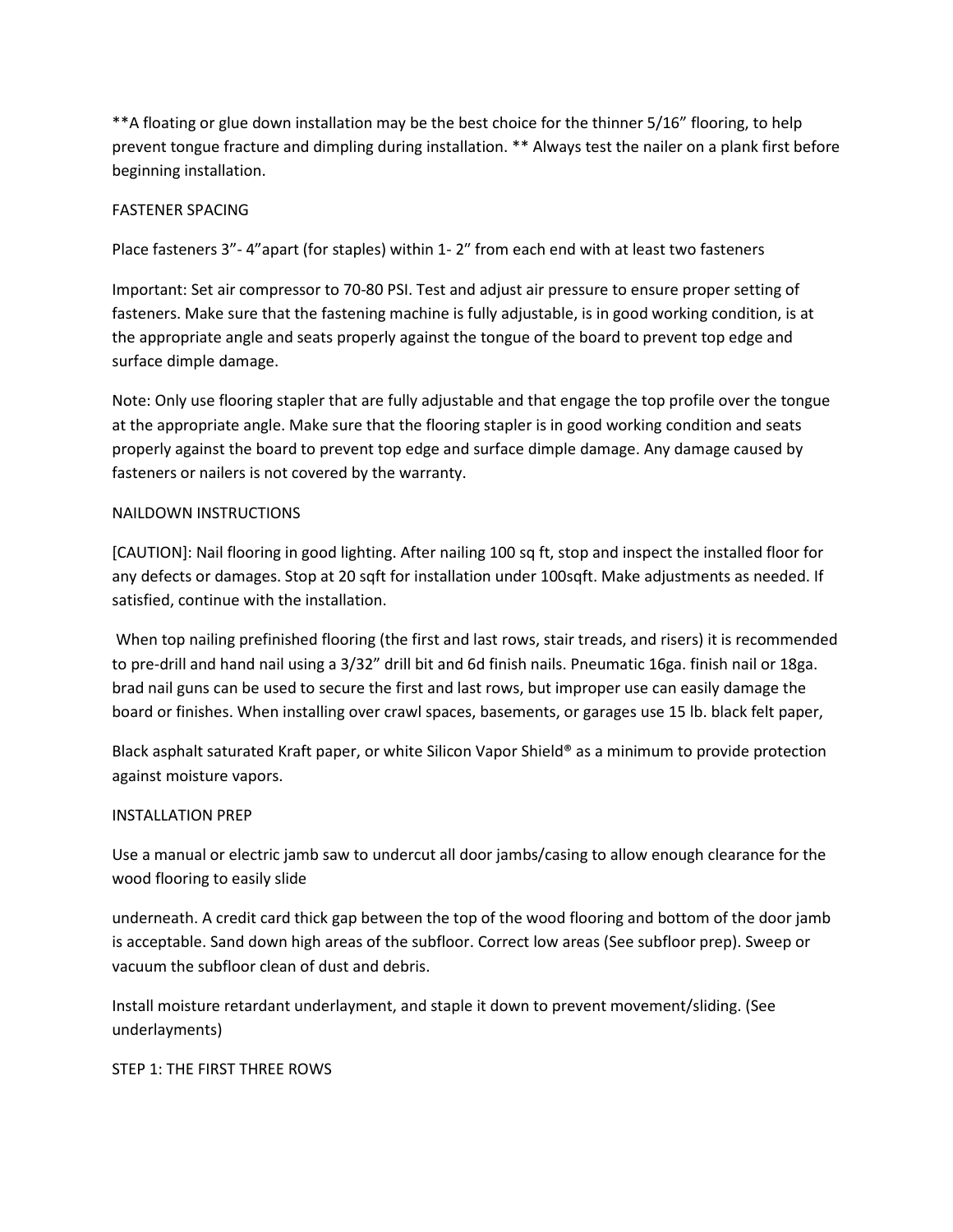**A floating or glue down installation may be the best choice for the thinner 5/16" flooring, to help prevent tongue fracture and dimpling during installation. ** Always test the nailer on a plank first before beginning installation.

## FASTENER SPACING

Place fasteners 3"- 4"apart (for staples) within 1- 2" from each end with at least two fasteners

Important: Set air compressor to 70-80 PSI. Test and adjust air pressure to ensure proper setting of fasteners. Make sure that the fastening machine is fully adjustable, is in good working condition, is at the appropriate angle and seats properly against the tongue of the board to prevent top edge and surface dimple damage.

Note: Only use flooring stapler that are fully adjustable and that engage the top profile over the tongue at the appropriate angle. Make sure that the flooring stapler is in good working condition and seats properly against the board to prevent top edge and surface dimple damage. Any damage caused by fasteners or nailers is not covered by the warranty.

## NAILDOWN INSTRUCTIONS

[CAUTION]: Nail flooring in good lighting. After nailing 100 sq ft, stop and inspect the installed floor for any defects or damages. Stop at 20 sqft for installation under 100sqft. Make adjustments as needed. If satisfied, continue with the installation.

When top nailing prefinished flooring (the first and last rows, stair treads, and risers) it is recommended to pre-drill and hand nail using a 3/32" drill bit and 6d finish nails. Pneumatic 16ga. finish nail or 18ga. brad nail guns can be used to secure the first and last rows, but improper use can easily damage the board or finishes. When installing over crawl spaces, basements, or garages use 15 lb. black felt paper, Black asphalt saturated Kraft paper, or white Silicon Vapor Shield® as a minimum to provide protection against moisture vapors.

## INSTALLATION PREP

Use a manual or electric jamb saw to undercut all door jambs/casing to allow enough clearance for the wood flooring to easily slide underneath. A credit card thick gap between the top of the wood flooring and bottom of the door jamb is acceptable. Sand down high areas of the subfloor. Correct low areas (See subfloor prep). Sweep or vacuum the subfloor clean of dust and debris.

Install moisture retardant underlayment, and staple it down to prevent movement/sliding. (See underlayments)

## STEP 1: THE FIRST THREE ROWS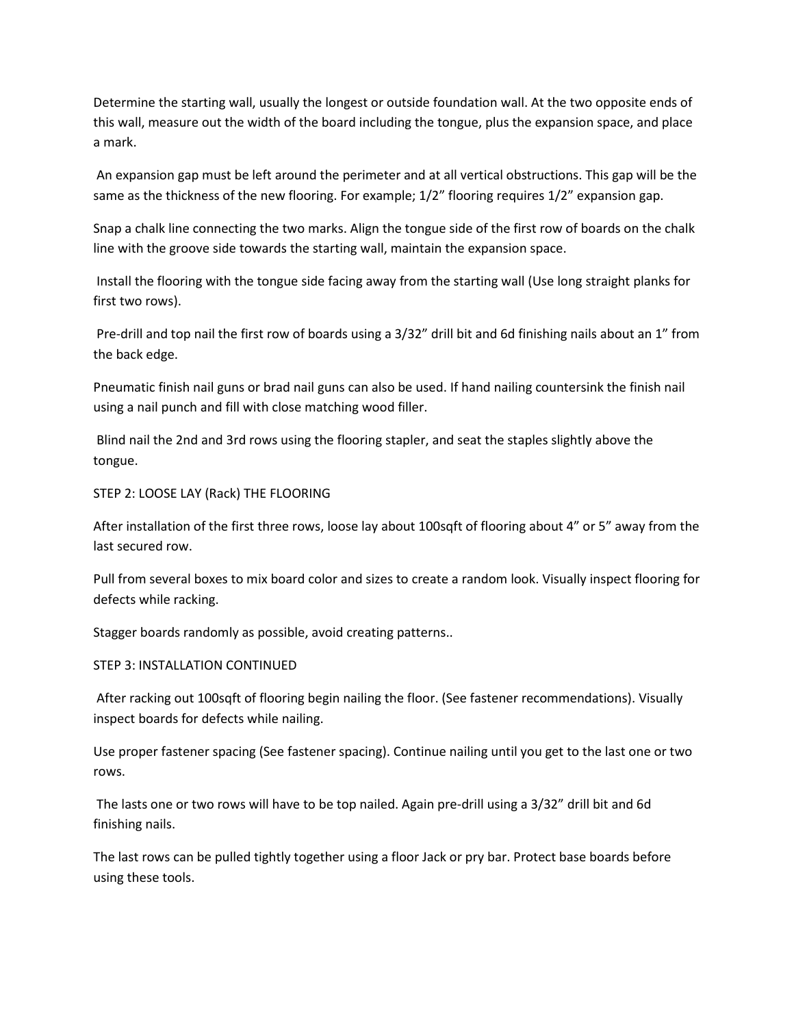Determine the starting wall, usually the longest or outside foundation wall. At the two opposite ends of this wall, measure out the width of the board including the tongue, plus the expansion space, and place a mark.

An expansion gap must be left around the perimeter and at all vertical obstructions. This gap will be the same as the thickness of the new flooring. For example; 1/2” flooring requires 1/2” expansion gap.

Snap a chalk line connecting the two marks. Align the tongue side of the first row of boards on the chalk line with the groove side towards the starting wall, maintain the expansion space.

Install the flooring with the tongue side facing away from the starting wall (Use long straight planks for first two rows).

Pre-drill and top nail the first row of boards using a 3/32” drill bit and 6d finishing nails about an 1” from the back edge.

Pneumatic finish nail guns or brad nail guns can also be used. If hand nailing countersink the finish nail using a nail punch and fill with close matching wood filler.

Blind nail the 2nd and 3rd rows using the flooring stapler, and seat the staples slightly above the tongue.

## STEP 2: LOOSE LAY (Rack) THE FLOORING

After installation of the first three rows, loose lay about 100sqft of flooring about 4” or 5” away from the last secured row.

Pull from several boxes to mix board color and sizes to create a random look. Visually inspect flooring for defects while racking.

Stagger boards randomly as possible, avoid creating patterns..

## STEP 3: INSTALLATION CONTINUED

After racking out 100sqft of flooring begin nailing the floor. (See fastener recommendations). Visually inspect boards for defects while nailing.

Use proper fastener spacing (See fastener spacing). Continue nailing until you get to the last one or two rows.

The lasts one or two rows will have to be top nailed. Again pre-drill using a 3/32” drill bit and 6d finishing nails.

The last rows can be pulled tightly together using a floor Jack or pry bar. Protect base boards before using these tools.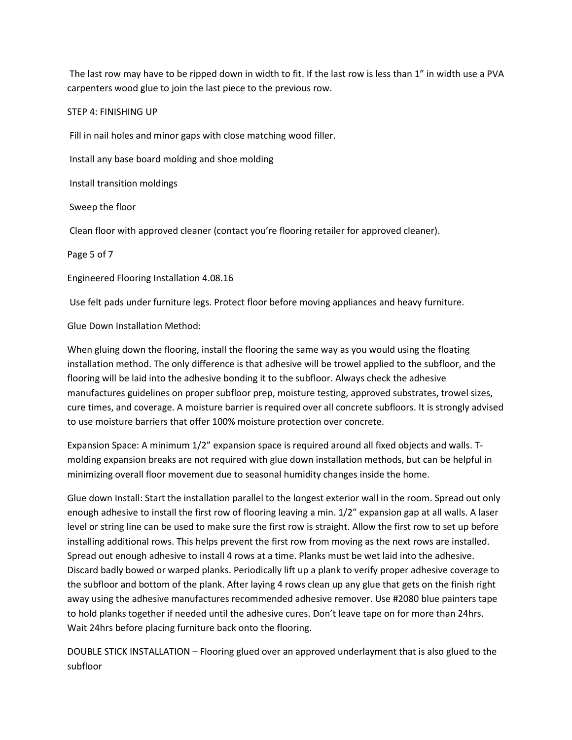The last row may have to be ripped down in width to fit. If the last row is less than 1" in width use a PVA carpenters wood glue to join the last piece to the previous row.

STEP 4: FINISHING UP

Fill in nail holes and minor gaps with close matching wood filler.

Install any base board molding and shoe molding

Install transition moldings

Sweep the floor

Clean floor with approved cleaner (contact you're flooring retailer for approved cleaner).

Use felt pads under furniture legs. Protect floor before moving appliances and heavy furniture.

Glue Down Installation Method:

When gluing down the flooring, install the flooring the same way as you would using the floating installation method. The only difference is that adhesive will be trowel applied to the subfloor, and the flooring will be laid into the adhesive bonding it to the subfloor. Always check the adhesive manufactures guidelines on proper subfloor prep, moisture testing, approved substrates, trowel sizes, cure times, and coverage. A moisture barrier is required over all concrete subfloors. It is strongly advised to use moisture barriers that offer 100% moisture protection over concrete.

Expansion Space: A minimum 1/2" expansion space is required around all fixed objects and walls. T-molding expansion breaks are not required with glue down installation methods, but can be helpful in minimizing overall floor movement due to seasonal humidity changes inside the home.

Glue down Install: Start the installation parallel to the longest exterior wall in the room. Spread out only enough adhesive to install the first row of flooring leaving a min. 1/2" expansion gap at all walls. A laser level or string line can be used to make sure the first row is straight. Allow the first row to set up before installing additional rows. This helps prevent the first row from moving as the next rows are installed. Spread out enough adhesive to install 4 rows at a time. Planks must be wet laid into the adhesive. Discard badly bowed or warped planks. Periodically lift up a plank to verify proper adhesive coverage to the subfloor and bottom of the plank. After laying 4 rows clean up any glue that gets on the finish right away using the adhesive manufactures recommended adhesive remover. Use #2080 blue painters tape to hold planks together if needed until the adhesive cures. Don't leave tape on for more than 24hrs. Wait 24hrs before placing furniture back onto the flooring.

DOUBLE STICK INSTALLATION – Flooring glued over an approved underlayment that is also glued to the subfloor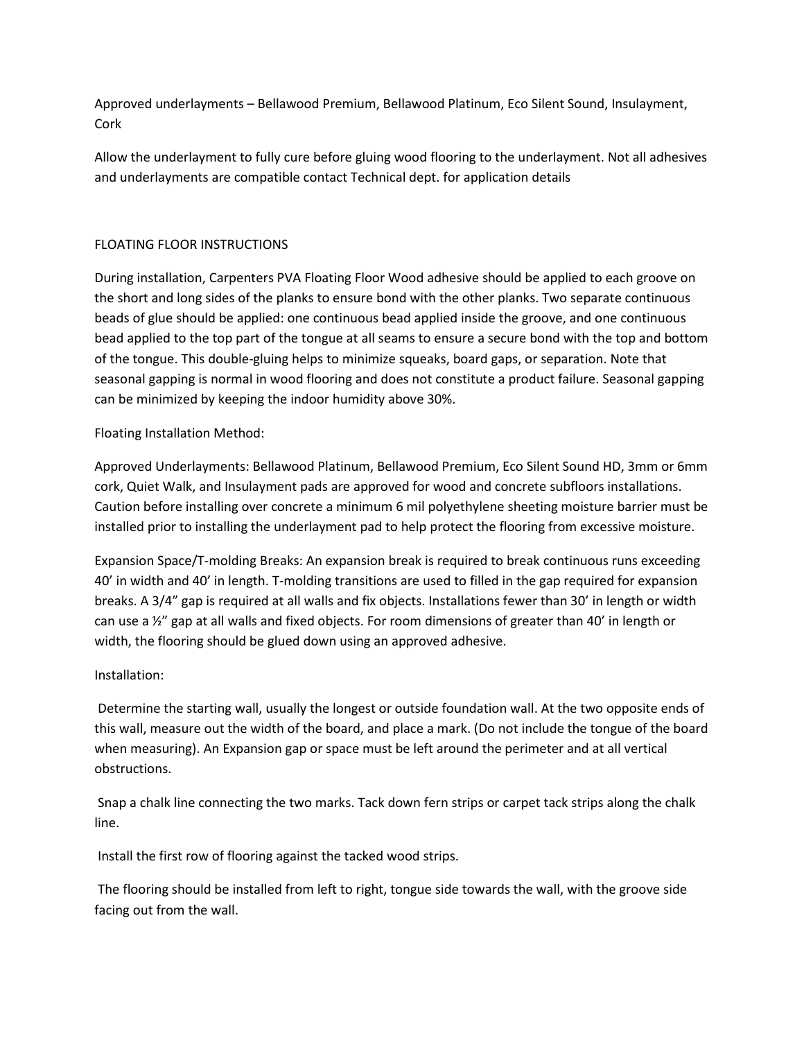Approved underlayments – Bellawood Premium, Bellawood Platinum, Eco Silent Sound, Insulayment, Cork

Allow the underlayment to fully cure before gluing wood flooring to the underlayment. Not all adhesives and underlayments are compatible contact Technical dept. for application details

## FLOATING FLOOR INSTRUCTIONS

During installation, Carpenters PVA Floating Floor Wood adhesive should be applied to each groove on the short and long sides of the planks to ensure bond with the other planks. Two separate continuous beads of glue should be applied: one continuous bead applied inside the groove, and one continuous bead applied to the top part of the tongue at all seams to ensure a secure bond with the top and bottom of the tongue. This double-gluing helps to minimize squeaks, board gaps, or separation. Note that seasonal gapping is normal in wood flooring and does not constitute a product failure. Seasonal gapping can be minimized by keeping the indoor humidity above 30%.

Floating Installation Method:

Approved Underlayments: Bellawood Platinum, Bellawood Premium, Eco Silent Sound HD, 3mm or 6mm cork, Quiet Walk, and Insulayment pads are approved for wood and concrete subfloors installations. Caution before installing over concrete a minimum 6 mil polyethylene sheeting moisture barrier must be installed prior to installing the underlayment pad to help protect the flooring from excessive moisture.

Expansion Space/T-molding Breaks: An expansion break is required to break continuous runs exceeding 40’ in width and 40’ in length. T-molding transitions are used to filled in the gap required for expansion breaks. A 3/4” gap is required at all walls and fix objects. Installations fewer than 30’ in length or width can use a ½” gap at all walls and fixed objects. For room dimensions of greater than 40’ in length or width, the flooring should be glued down using an approved adhesive.

Installation:

Determine the starting wall, usually the longest or outside foundation wall. At the two opposite ends of this wall, measure out the width of the board, and place a mark. (Do not include the tongue of the board when measuring). An Expansion gap or space must be left around the perimeter and at all vertical obstructions.

Snap a chalk line connecting the two marks. Tack down fern strips or carpet tack strips along the chalk line.

Install the first row of flooring against the tacked wood strips.

The flooring should be installed from left to right, tongue side towards the wall, with the groove side facing out from the wall.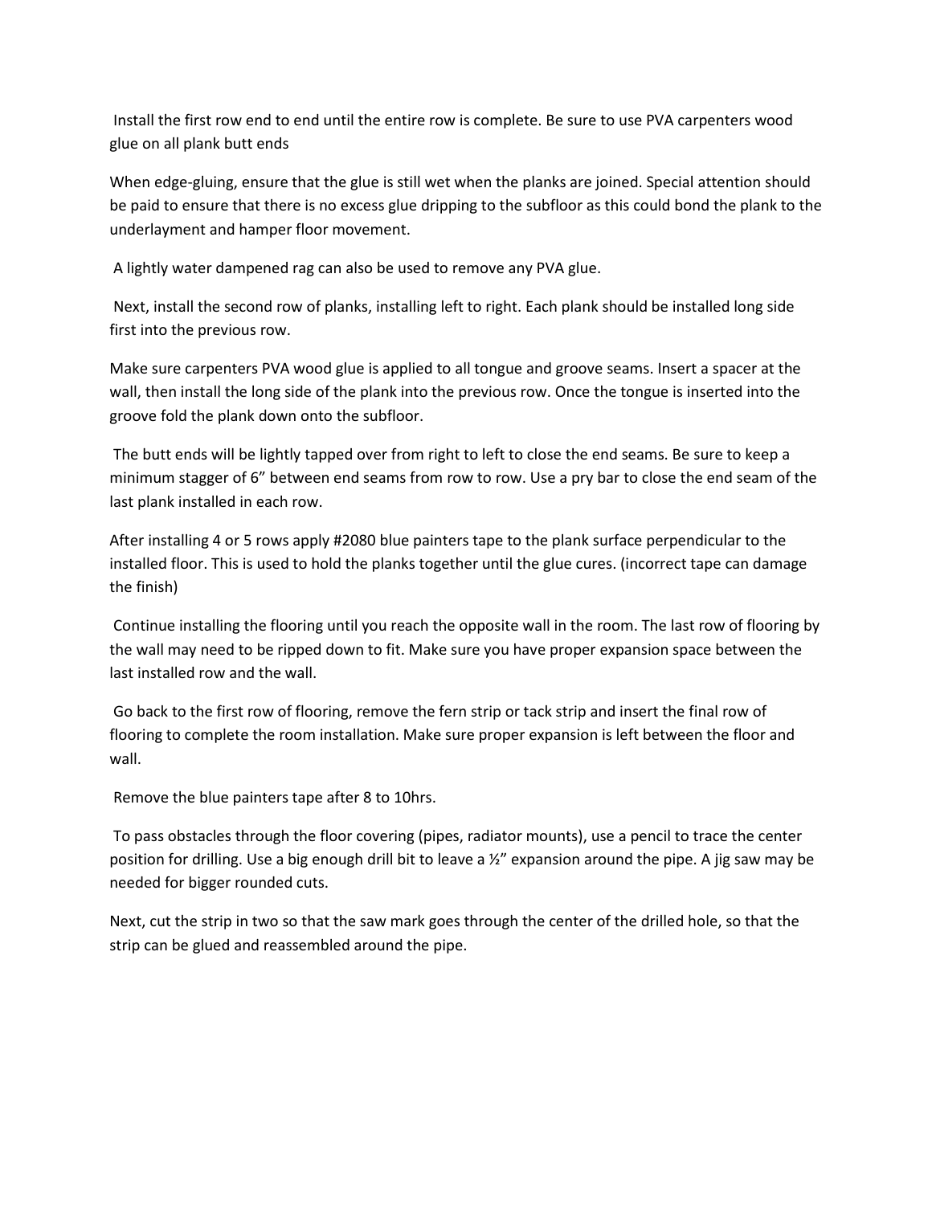Install the first row end to end until the entire row is complete. Be sure to use PVA carpenters wood glue on all plank butt ends

When edge-gluing, ensure that the glue is still wet when the planks are joined. Special attention should be paid to ensure that there is no excess glue dripping to the subfloor as this could bond the plank to the underlayment and hamper floor movement.

A lightly water dampened rag can also be used to remove any PVA glue.

Next, install the second row of planks, installing left to right. Each plank should be installed long side first into the previous row.

Make sure carpenters PVA wood glue is applied to all tongue and groove seams. Insert a spacer at the wall, then install the long side of the plank into the previous row. Once the tongue is inserted into the groove fold the plank down onto the subfloor.

The butt ends will be lightly tapped over from right to left to close the end seams. Be sure to keep a minimum stagger of 6" between end seams from row to row. Use a pry bar to close the end seam of the last plank installed in each row.

After installing 4 or 5 rows apply #2080 blue painters tape to the plank surface perpendicular to the installed floor. This is used to hold the planks together until the glue cures. (incorrect tape can damage the finish)

Continue installing the flooring until you reach the opposite wall in the room. The last row of flooring by the wall may need to be ripped down to fit. Make sure you have proper expansion space between the last installed row and the wall.

Go back to the first row of flooring, remove the fern strip or tack strip and insert the final row of flooring to complete the room installation. Make sure proper expansion is left between the floor and wall.

Remove the blue painters tape after 8 to 10hrs.

To pass obstacles through the floor covering (pipes, radiator mounts), use a pencil to trace the center position for drilling. Use a big enough drill bit to leave a ½" expansion around the pipe. A jig saw may be needed for bigger rounded cuts.

Next, cut the strip in two so that the saw mark goes through the center of the drilled hole, so that the strip can be glued and reassembled around the pipe.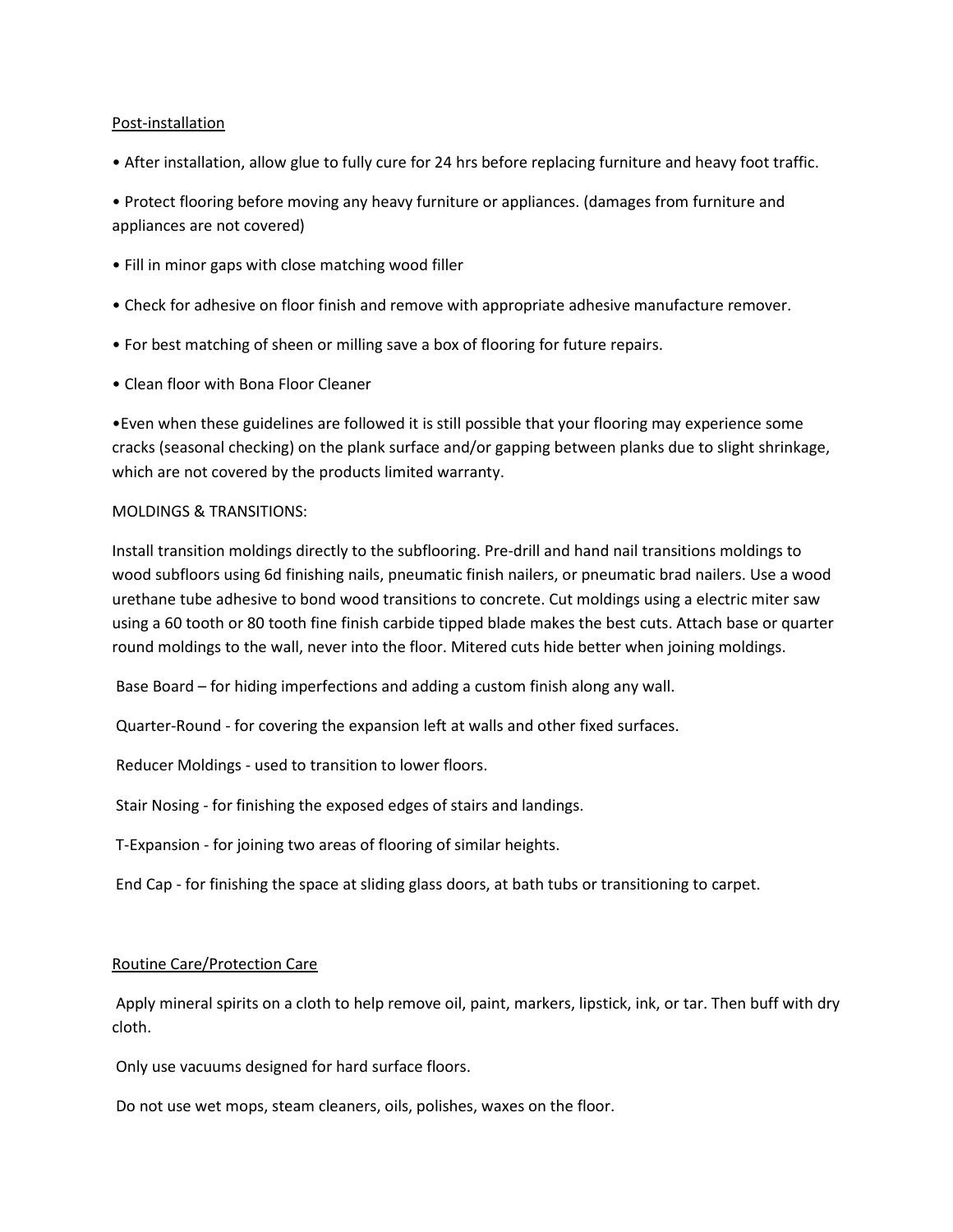Post-installation

- After installation, allow glue to fully cure for 24 hrs before replacing furniture and heavy foot traffic.
- Protect flooring before moving any heavy furniture or appliances. (damages from furniture and appliances are not covered)
- Fill in minor gaps with close matching wood filler
- Check for adhesive on floor finish and remove with appropriate adhesive manufacture remover.
- For best matching of sheen or milling save a box of flooring for future repairs.
- Clean floor with Bona Floor Cleaner
- Even when these guidelines are followed it is still possible that your flooring may experience some cracks (seasonal checking) on the plank surface and/or gapping between planks due to slight shrinkage, which are not covered by the products limited warranty.

MOLDINGS & TRANSITIONS:

Install transition moldings directly to the subflooring. Pre-drill and hand nail transitions moldings to wood subfloors using 6d finishing nails, pneumatic finish nailers, or pneumatic brad nailers. Use a wood urethane tube adhesive to bond wood transitions to concrete. Cut moldings using a electric miter saw using a 60 tooth or 80 tooth fine finish carbide tipped blade makes the best cuts. Attach base or quarter round moldings to the wall, never into the floor. Mitered cuts hide better when joining moldings.

Base Board – for hiding imperfections and adding a custom finish along any wall.

Quarter-Round - for covering the expansion left at walls and other fixed surfaces.

Reducer Moldings - used to transition to lower floors.

Stair Nosing - for finishing the exposed edges of stairs and landings.

T-Expansion - for joining two areas of flooring of similar heights.

End Cap - for finishing the space at sliding glass doors, at bath tubs or transitioning to carpet.

Routine Care/Protection Care

Apply mineral spirits on a cloth to help remove oil, paint, markers, lipstick, ink, or tar. Then buff with dry cloth.

Only use vacuums designed for hard surface floors.

Do not use wet mops, steam cleaners, oils, polishes, waxes on the floor.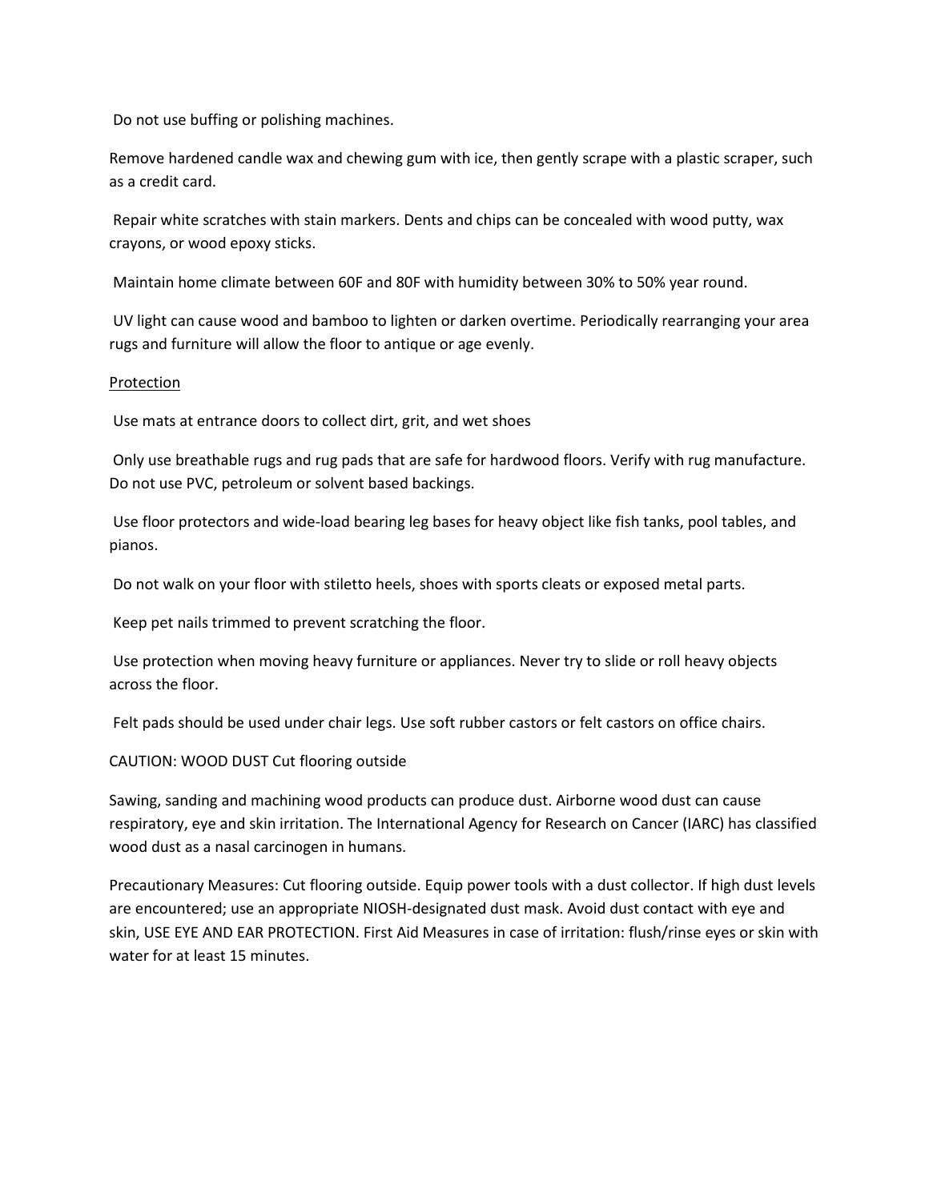Do not use buffing or polishing machines.

Remove hardened candle wax and chewing gum with ice, then gently scrape with a plastic scraper, such as a credit card.

Repair white scratches with stain markers. Dents and chips can be concealed with wood putty, wax crayons, or wood epoxy sticks.

Maintain home climate between 60F and 80F with humidity between 30% to 50% year round.

UV light can cause wood and bamboo to lighten or darken overtime. Periodically rearranging your area rugs and furniture will allow the floor to antique or age evenly.

<u>Protection</u>

Use mats at entrance doors to collect dirt, grit, and wet shoes

Only use breathable rugs and rug pads that are safe for hardwood floors. Verify with rug manufacture. Do not use PVC, petroleum or solvent based backings.

Use floor protectors and wide-load bearing leg bases for heavy object like fish tanks, pool tables, and pianos.

Do not walk on your floor with stiletto heels, shoes with sports cleats or exposed metal parts.

Keep pet nails trimmed to prevent scratching the floor.

Use protection when moving heavy furniture or appliances. Never try to slide or roll heavy objects across the floor.

Felt pads should be used under chair legs. Use soft rubber castors or felt castors on office chairs.

CAUTION: WOOD DUST Cut flooring outside

Sawing, sanding and machining wood products can produce dust. Airborne wood dust can cause respiratory, eye and skin irritation. The International Agency for Research on Cancer (IARC) has classified wood dust as a nasal carcinogen in humans.

Precautionary Measures: Cut flooring outside. Equip power tools with a dust collector. If high dust levels are encountered; use an appropriate NIOSH-designated dust mask. Avoid dust contact with eye and skin, USE EYE AND EAR PROTECTION. First Aid Measures in case of irritation: flush/rinse eyes or skin with water for at least 15 minutes.